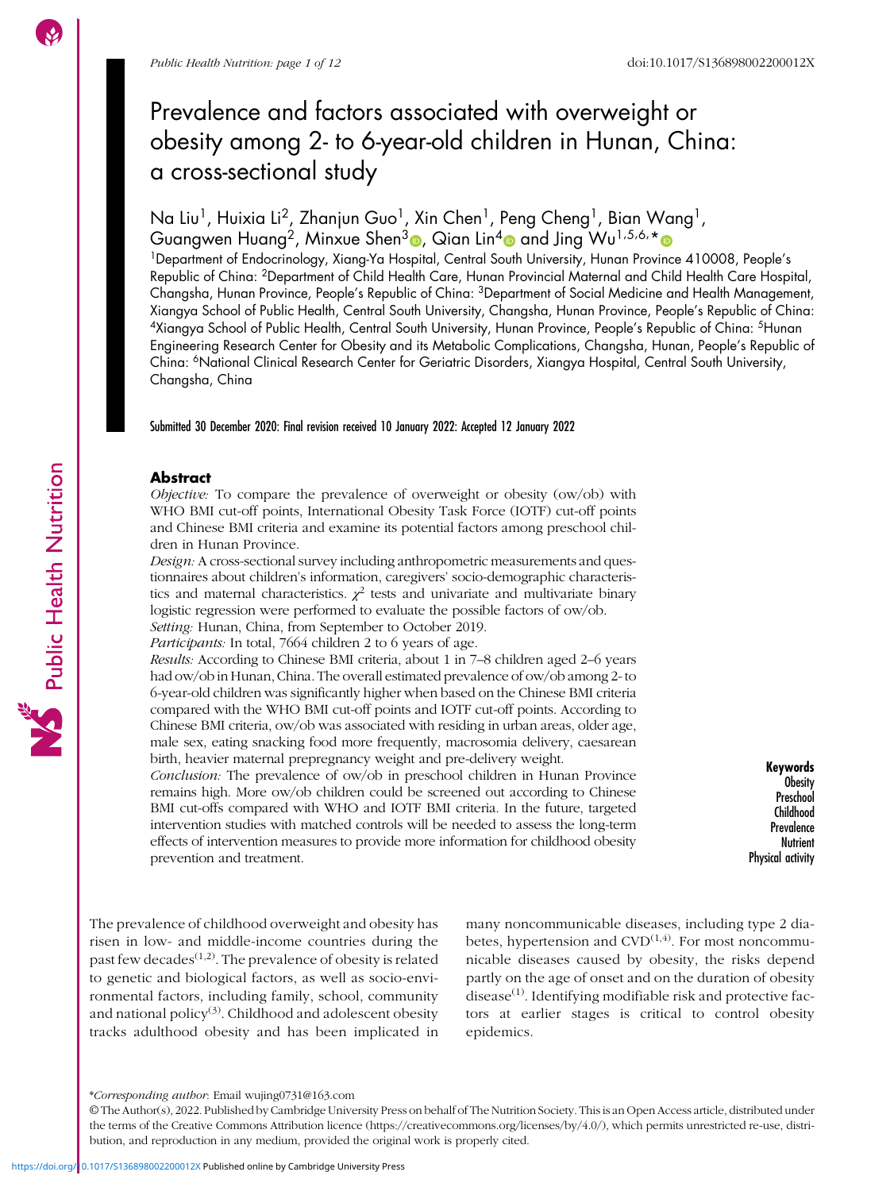# Prevalence and factors associated with overweight or obesity among 2- to 6-year-old children in Hunan, China: a cross-sectional study

Na Liu[1], Huixia Li[2], Zhanjun Guo[1], Xin Chen[1], Peng Cheng[1], Bian Wang[1], Guangwen Huang[2], Minxue Shen[3], Qian Lin[4] and Jing Wu[1,5,6,*]

[1]Department of Endocrinology, Xiang-Ya Hospital, Central South University, Hunan Province 410008, People's Republic of China: [2]Department of Child Health Care, Hunan Provincial Maternal and Child Health Care Hospital, Changsha, Hunan Province, People's Republic of China: [3]Department of Social Medicine and Health Management, Xiangya School of Public Health, Central South University, Changsha, Hunan Province, People's Republic of China: [4]Xiangya School of Public Health, Central South University, Hunan Province, People's Republic of China: [5]Hunan Engineering Research Center for Obesity and its Metabolic Complications, Changsha, Hunan, People's Republic of China: [6]National Clinical Research Center for Geriatric Disorders, Xiangya Hospital, Central South University, Changsha, China

Submitted 30 December 2020: Final revision received 10 January 2022: Accepted 12 January 2022

## Abstract

*Objective:* To compare the prevalence of overweight or obesity (ow/ob) with WHO BMI cut-off points, International Obesity Task Force (IOTF) cut-off points and Chinese BMI criteria and examine its potential factors among preschool children in Hunan Province.

*Design:* A cross-sectional survey including anthropometric measurements and questionnaires about children's information, caregivers' socio-demographic characteristics and maternal characteristics. $\chi^2$ tests and univariate and multivariate binary logistic regression were performed to evaluate the possible factors of ow/ob.

*Setting:* Hunan, China, from September to October 2019.

*Participants:* In total, 7664 children 2 to 6 years of age.

*Results:* According to Chinese BMI criteria, about 1 in 7–8 children aged 2–6 years had ow/ob in Hunan, China. The overall estimated prevalence of ow/ob among 2- to 6-year-old children was significantly higher when based on the Chinese BMI criteria compared with the WHO BMI cut-off points and IOTF cut-off points. According to Chinese BMI criteria, ow/ob was associated with residing in urban areas, older age, male sex, eating snacking food more frequently, macrosomia delivery, caesarean birth, heavier maternal prepregnancy weight and pre-delivery weight.

*Conclusion:* The prevalence of ow/ob in preschool children in Hunan Province remains high. More ow/ob children could be screened out according to Chinese BMI cut-offs compared with WHO and IOTF BMI criteria. In the future, targeted intervention studies with matched controls will be needed to assess the long-term effects of intervention measures to provide more information for childhood obesity prevention and treatment.

**Keywords**
Obesity
Preschool
Childhood
Prevalence
Nutrient
Physical activity

The prevalence of childhood overweight and obesity has risen in low- and middle-income countries during the past few decades[1,2]. The prevalence of obesity is related to genetic and biological factors, as well as socio-environmental factors, including family, school, community and national policy[3]. Childhood and adolescent obesity tracks adulthood obesity and has been implicated in many noncommunicable diseases, including type 2 diabetes, hypertension and CVD[1,4]. For most noncommunicable diseases caused by obesity, the risks depend partly on the age of onset and on the duration of obesity disease[1]. Identifying modifiable risk and protective factors at earlier stages is critical to control obesity epidemics.

*Corresponding author: Email wujing0731@163.com

© The Author(s), 2022. Published by Cambridge University Press on behalf of The Nutrition Society. This is an Open Access article, distributed under the terms of the Creative Commons Attribution licence (https://creativecommons.org/licenses/by/4.0/), which permits unrestricted re-use, distribution, and reproduction in any medium, provided the original work is properly cited.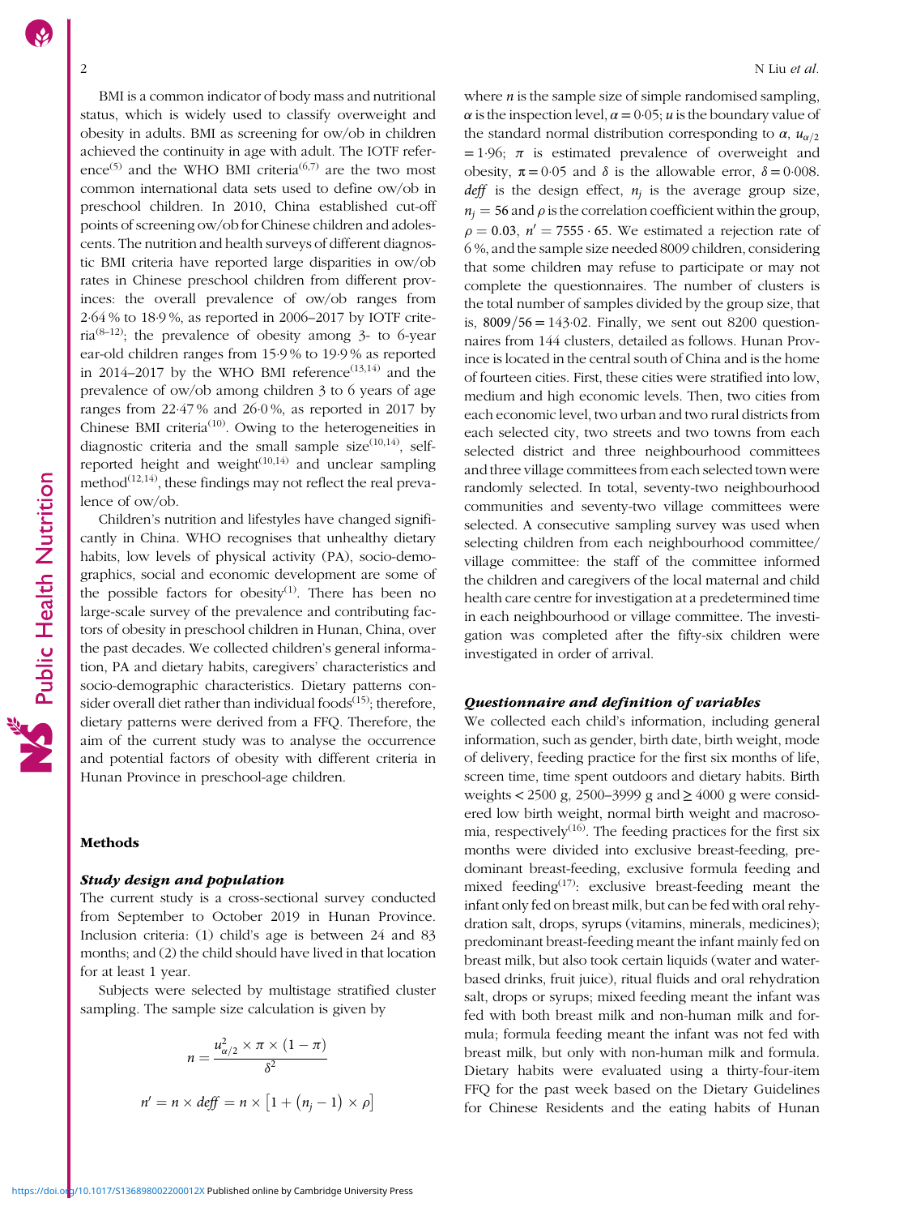BMI is a common indicator of body mass and nutritional status, which is widely used to classify overweight and obesity in adults. BMI as screening for ow/ob in children achieved the continuity in age with adult. The IOTF reference[5] and the WHO BMI criteria[6,7] are the two most common international data sets used to define ow/ob in preschool children. In 2010, China established cut-off points of screening ow/ob for Chinese children and adolescents. The nutrition and health surveys of different diagnostic BMI criteria have reported large disparities in ow/ob rates in Chinese preschool children from different provinces: the overall prevalence of ow/ob ranges from 2·64 % to 18·9 %, as reported in 2006–2017 by IOTF criteria[8–12]; the prevalence of obesity among 3- to 6-year ear-old children ranges from 15·9 % to 19·9 % as reported in 2014–2017 by the WHO BMI reference[13,14] and the prevalence of ow/ob among children 3 to 6 years of age ranges from 22·47 % and 26·0 %, as reported in 2017 by Chinese BMI criteria[10]. Owing to the heterogeneities in diagnostic criteria and the small sample size[10,14], self-reported height and weight[10,14] and unclear sampling method[12,14], these findings may not reflect the real prevalence of ow/ob.

Children's nutrition and lifestyles have changed significantly in China. WHO recognises that unhealthy dietary habits, low levels of physical activity (PA), socio-demographics, social and economic development are some of the possible factors for obesity[1]. There has been no large-scale survey of the prevalence and contributing factors of obesity in preschool children in Hunan, China, over the past decades. We collected children's general information, PA and dietary habits, caregivers' characteristics and socio-demographic characteristics. Dietary patterns consider overall diet rather than individual foods[15]; therefore, dietary patterns were derived from a FFQ. Therefore, the aim of the current study was to analyse the occurrence and potential factors of obesity with different criteria in Hunan Province in preschool-age children.

## Methods

### Study design and population

The current study is a cross-sectional survey conducted from September to October 2019 in Hunan Province. Inclusion criteria: (1) child's age is between 24 and 83 months; and (2) the child should have lived in that location for at least 1 year.

Subjects were selected by multistage stratified cluster sampling. The sample size calculation is given by

$$n = \frac{u_{\alpha/2}^2 \times \pi \times (1 - \pi)}{\delta^2}$$

$$n' = n \times deff = n \times \left[1 + \left(n_j - 1\right) \times \rho\right]$$

where $n$ is the sample size of simple randomised sampling, $\alpha$ is the inspection level, $\alpha = 0{\cdot}05$; $u$ is the boundary value of the standard normal distribution corresponding to $\alpha$, $u_{\alpha/2} = 1{\cdot}96$; $\pi$ is estimated prevalence of overweight and obesity, $\pi = 0{\cdot}05$ and $\delta$ is the allowable error, $\delta = 0{\cdot}008$. *deff* is the design effect, $n_j$ is the average group size, $n_j = 56$ and $\rho$ is the correlation coefficient within the group, $\rho = 0.03$, $n' = 7555 \cdot 65$. We estimated a rejection rate of 6 %, and the sample size needed 8009 children, considering that some children may refuse to participate or may not complete the questionnaires. The number of clusters is the total number of samples divided by the group size, that is, $8009/56 = 143{\cdot}02$. Finally, we sent out 8200 questionnaires from 144 clusters, detailed as follows. Hunan Province is located in the central south of China and is the home of fourteen cities. First, these cities were stratified into low, medium and high economic levels. Then, two cities from each economic level, two urban and two rural districts from each selected city, two streets and two towns from each selected district and three neighbourhood committees and three village committees from each selected town were randomly selected. In total, seventy-two neighbourhood communities and seventy-two village committees were selected. A consecutive sampling survey was used when selecting children from each neighbourhood committee/village committee: the staff of the committee informed the children and caregivers of the local maternal and child health care centre for investigation at a predetermined time in each neighbourhood or village committee. The investigation was completed after the fifty-six children were investigated in order of arrival.

### Questionnaire and definition of variables

We collected each child's information, including general information, such as gender, birth date, birth weight, mode of delivery, feeding practice for the first six months of life, screen time, time spent outdoors and dietary habits. Birth weights < 2500 g, 2500–3999 g and ≥ 4000 g were considered low birth weight, normal birth weight and macrosomia, respectively[16]. The feeding practices for the first six months were divided into exclusive breast-feeding, predominant breast-feeding, exclusive formula feeding and mixed feeding[17]: exclusive breast-feeding meant the infant only fed on breast milk, but can be fed with oral rehydration salt, drops, syrups (vitamins, minerals, medicines); predominant breast-feeding meant the infant mainly fed on breast milk, but also took certain liquids (water and water-based drinks, fruit juice), ritual fluids and oral rehydration salt, drops or syrups; mixed feeding meant the infant was fed with both breast milk and non-human milk and formula; formula feeding meant the infant was not fed with breast milk, but only with non-human milk and formula. Dietary habits were evaluated using a thirty-four-item FFQ for the past week based on the Dietary Guidelines for Chinese Residents and the eating habits of Hunan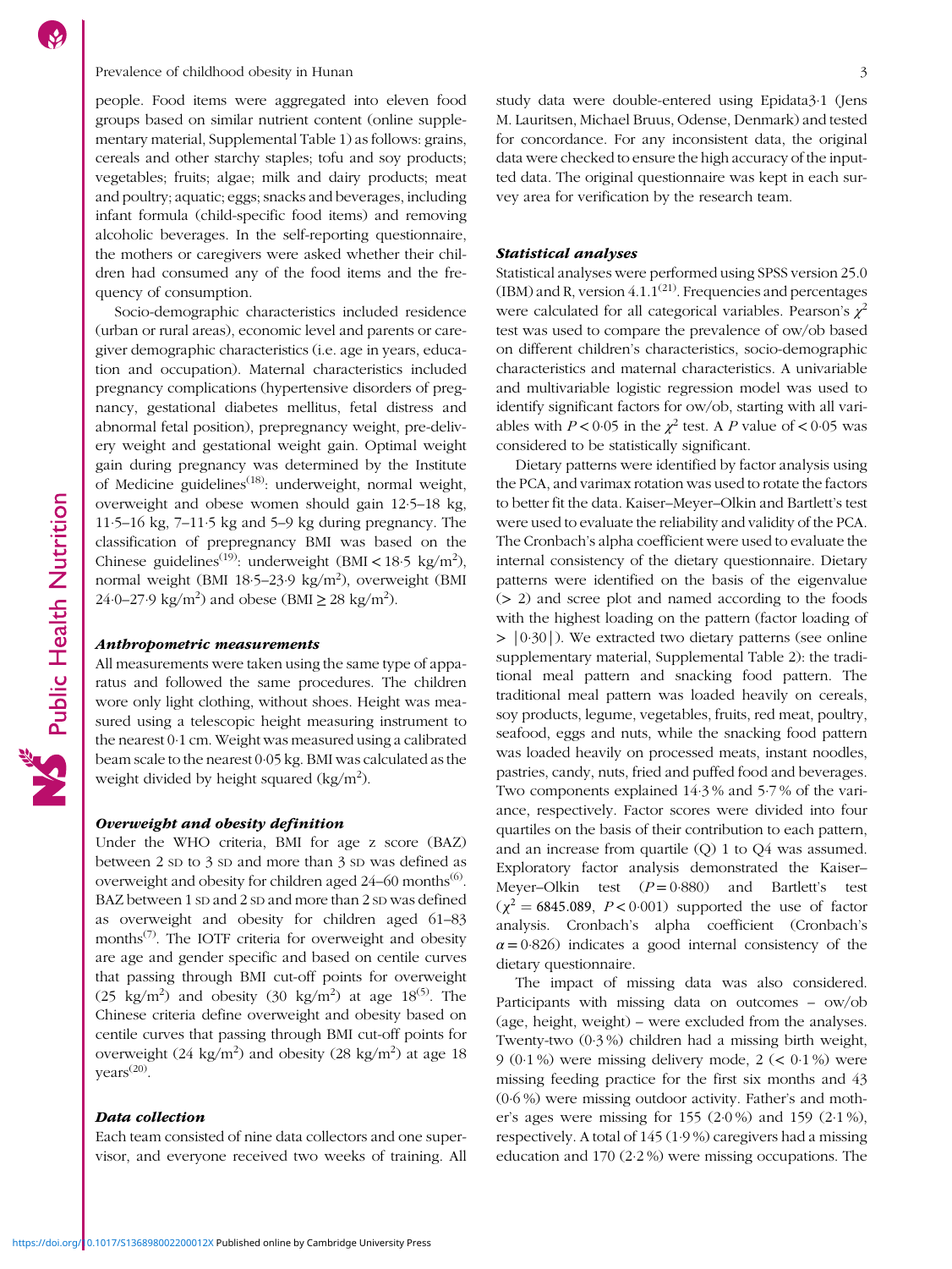people. Food items were aggregated into eleven food groups based on similar nutrient content (online supplementary material, Supplemental Table 1) as follows: grains, cereals and other starchy staples; tofu and soy products; vegetables; fruits; algae; milk and dairy products; meat and poultry; aquatic; eggs; snacks and beverages, including infant formula (child-specific food items) and removing alcoholic beverages. In the self-reporting questionnaire, the mothers or caregivers were asked whether their children had consumed any of the food items and the frequency of consumption.

Socio-demographic characteristics included residence (urban or rural areas), economic level and parents or caregiver demographic characteristics (i.e. age in years, education and occupation). Maternal characteristics included pregnancy complications (hypertensive disorders of pregnancy, gestational diabetes mellitus, fetal distress and abnormal fetal position), prepregnancy weight, pre-delivery weight and gestational weight gain. Optimal weight gain during pregnancy was determined by the Institute of Medicine guidelines[18]: underweight, normal weight, overweight and obese women should gain 12·5–18 kg, 11·5–16 kg, 7–11·5 kg and 5–9 kg during pregnancy. The classification of prepregnancy BMI was based on the Chinese guidelines[19]: underweight (BMI < 18·5 kg/m$^2$), normal weight (BMI 18·5–23·9 kg/m$^2$), overweight (BMI 24·0–27·9 kg/m$^2$) and obese (BMI ≥ 28 kg/m$^2$).

### Anthropometric measurements

All measurements were taken using the same type of apparatus and followed the same procedures. The children wore only light clothing, without shoes. Height was measured using a telescopic height measuring instrument to the nearest 0·1 cm. Weight was measured using a calibrated beam scale to the nearest 0·05 kg. BMI was calculated as the weight divided by height squared (kg/m$^2$).

### Overweight and obesity definition

Under the WHO criteria, BMI for age z score (BAZ) between 2 SD to 3 SD and more than 3 SD was defined as overweight and obesity for children aged 24–60 months[6]. BAZ between 1 SD and 2 SD and more than 2 SD was defined as overweight and obesity for children aged 61–83 months[7]. The IOTF criteria for overweight and obesity are age and gender specific and based on centile curves that passing through BMI cut-off points for overweight (25 kg/m$^2$) and obesity (30 kg/m$^2$) at age 18[5]. The Chinese criteria define overweight and obesity based on centile curves that passing through BMI cut-off points for overweight (24 kg/m$^2$) and obesity (28 kg/m$^2$) at age 18 years[20].

### Data collection

Each team consisted of nine data collectors and one supervisor, and everyone received two weeks of training. All study data were double-entered using Epidata3·1 (Jens M. Lauritsen, Michael Bruus, Odense, Denmark) and tested for concordance. For any inconsistent data, the original data were checked to ensure the high accuracy of the inputted data. The original questionnaire was kept in each survey area for verification by the research team.

### Statistical analyses

Statistical analyses were performed using SPSS version 25.0 (IBM) and R, version 4.1.1[21]. Frequencies and percentages were calculated for all categorical variables. Pearson's $\chi^2$ test was used to compare the prevalence of ow/ob based on different children's characteristics, socio-demographic characteristics and maternal characteristics. A univariable and multivariable logistic regression model was used to identify significant factors for ow/ob, starting with all variables with $P < 0·05$ in the $\chi^2$ test. A $P$ value of $< 0·05$ was considered to be statistically significant.

Dietary patterns were identified by factor analysis using the PCA, and varimax rotation was used to rotate the factors to better fit the data. Kaiser–Meyer–Olkin and Bartlett's test were used to evaluate the reliability and validity of the PCA. The Cronbach's alpha coefficient were used to evaluate the internal consistency of the dietary questionnaire. Dietary patterns were identified on the basis of the eigenvalue (> 2) and scree plot and named according to the foods with the highest loading on the pattern (factor loading of > |0·30|). We extracted two dietary patterns (see online supplementary material, Supplemental Table 2): the traditional meal pattern and snacking food pattern. The traditional meal pattern was loaded heavily on cereals, soy products, legume, vegetables, fruits, red meat, poultry, seafood, eggs and nuts, while the snacking food pattern was loaded heavily on processed meats, instant noodles, pastries, candy, nuts, fried and puffed food and beverages. Two components explained 14·3 % and 5·7 % of the variance, respectively. Factor scores were divided into four quartiles on the basis of their contribution to each pattern, and an increase from quartile (Q) 1 to Q4 was assumed. Exploratory factor analysis demonstrated the Kaiser–Meyer–Olkin test ($P = 0·880$) and Bartlett's test ($\chi^2 = 6845.089$, $P < 0·001$) supported the use of factor analysis. Cronbach's alpha coefficient (Cronbach's $\alpha = 0·826$) indicates a good internal consistency of the dietary questionnaire.

The impact of missing data was also considered. Participants with missing data on outcomes – ow/ob (age, height, weight) – were excluded from the analyses. Twenty-two (0·3 %) children had a missing birth weight, 9 (0·1 %) were missing delivery mode, 2 (< 0·1 %) were missing feeding practice for the first six months and 43 (0·6 %) were missing outdoor activity. Father's and mother's ages were missing for 155 (2·0 %) and 159 (2·1 %), respectively. A total of 145 (1·9 %) caregivers had a missing education and 170 (2·2 %) were missing occupations. The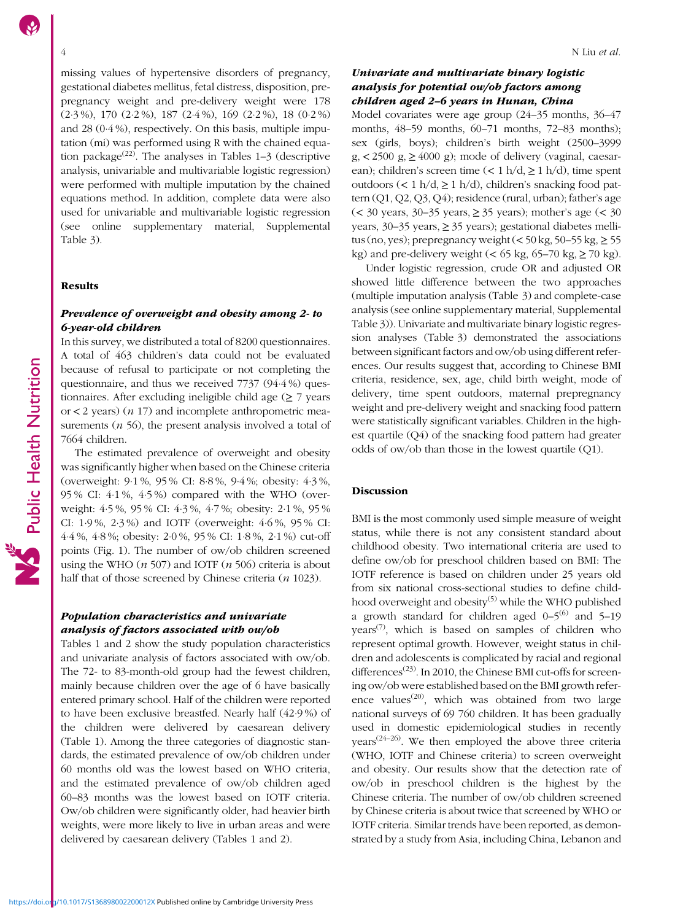missing values of hypertensive disorders of pregnancy, gestational diabetes mellitus, fetal distress, disposition, pre-pregnancy weight and pre-delivery weight were 178 (2·3 %), 170 (2·2 %), 187 (2·4 %), 169 (2·2 %), 18 (0·2 %) and 28 (0·4 %), respectively. On this basis, multiple imputation (mi) was performed using R with the chained equation package[22]. The analyses in Tables 1–3 (descriptive analysis, univariable and multivariable logistic regression) were performed with multiple imputation by the chained equations method. In addition, complete data were also used for univariable and multivariable logistic regression (see online supplementary material, Supplemental Table 3).

## Results

### *Prevalence of overweight and obesity among 2- to 6-year-old children*

In this survey, we distributed a total of 8200 questionnaires. A total of 463 children's data could not be evaluated because of refusal to participate or not completing the questionnaire, and thus we received 7737 (94·4 %) questionnaires. After excluding ineligible child age (≥ 7 years or < 2 years) (*n* 17) and incomplete anthropometric measurements (*n* 56), the present analysis involved a total of 7664 children.

The estimated prevalence of overweight and obesity was significantly higher when based on the Chinese criteria (overweight: 9·1 %, 95 % CI: 8·8 %, 9·4 %; obesity: 4·3 %, 95 % CI: 4·1 %, 4·5 %) compared with the WHO (overweight: 4·5 %, 95 % CI: 4·3 %, 4·7 %; obesity: 2·1 %, 95 % CI: 1·9 %, 2·3 %) and IOTF (overweight: 4·6 %, 95 % CI: 4·4 %, 4·8 %; obesity: 2·0 %, 95 % CI: 1·8 %, 2·1 %) cut-off points (Fig. 1). The number of ow/ob children screened using the WHO (*n* 507) and IOTF (*n* 506) criteria is about half that of those screened by Chinese criteria (*n* 1023).

### *Population characteristics and univariate analysis of factors associated with ow/ob*

Tables 1 and 2 show the study population characteristics and univariate analysis of factors associated with ow/ob. The 72- to 83-month-old group had the fewest children, mainly because children over the age of 6 have basically entered primary school. Half of the children were reported to have been exclusive breastfed. Nearly half (42·9 %) of the children were delivered by caesarean delivery (Table 1). Among the three categories of diagnostic standards, the estimated prevalence of ow/ob children under 60 months old was the lowest based on WHO criteria, and the estimated prevalence of ow/ob children aged 60–83 months was the lowest based on IOTF criteria. Ow/ob children were significantly older, had heavier birth weights, were more likely to live in urban areas and were delivered by caesarean delivery (Tables 1 and 2).

### *Univariate and multivariate binary logistic analysis for potential ow/ob factors among children aged 2–6 years in Hunan, China*

Model covariates were age group (24–35 months, 36–47 months, 48–59 months, 60–71 months, 72–83 months); sex (girls, boys); children's birth weight (2500–3999 g, < 2500 g, ≥ 4000 g); mode of delivery (vaginal, caesarean); children's screen time (< 1 h/d, ≥ 1 h/d), time spent outdoors (< 1 h/d, ≥ 1 h/d), children's snacking food pattern (Q1, Q2, Q3, Q4); residence (rural, urban); father's age (< 30 years, 30–35 years, ≥ 35 years); mother's age (< 30 years, 30–35 years, ≥ 35 years); gestational diabetes mellitus (no, yes); prepregnancy weight (< 50 kg, 50–55 kg, ≥ 55 kg) and pre-delivery weight (< 65 kg, 65–70 kg, ≥ 70 kg).

Under logistic regression, crude OR and adjusted OR showed little difference between the two approaches (multiple imputation analysis (Table 3) and complete-case analysis (see online supplementary material, Supplemental Table 3)). Univariate and multivariate binary logistic regression analyses (Table 3) demonstrated the associations between significant factors and ow/ob using different references. Our results suggest that, according to Chinese BMI criteria, residence, sex, age, child birth weight, mode of delivery, time spent outdoors, maternal prepregnancy weight and pre-delivery weight and snacking food pattern were statistically significant variables. Children in the highest quartile (Q4) of the snacking food pattern had greater odds of ow/ob than those in the lowest quartile (Q1).

## Discussion

BMI is the most commonly used simple measure of weight status, while there is not any consistent standard about childhood obesity. Two international criteria are used to define ow/ob for preschool children based on BMI: The IOTF reference is based on children under 25 years old from six national cross-sectional studies to define childhood overweight and obesity[5] while the WHO published a growth standard for children aged 0–5[6] and 5–19 years[7], which is based on samples of children who represent optimal growth. However, weight status in children and adolescents is complicated by racial and regional differences[23]. In 2010, the Chinese BMI cut-offs for screening ow/ob were established based on the BMI growth reference values[20], which was obtained from two large national surveys of 69 760 children. It has been gradually used in domestic epidemiological studies in recently years[24–26]. We then employed the above three criteria (WHO, IOTF and Chinese criteria) to screen overweight and obesity. Our results show that the detection rate of ow/ob in preschool children is the highest by the Chinese criteria. The number of ow/ob children screened by Chinese criteria is about twice that screened by WHO or IOTF criteria. Similar trends have been reported, as demonstrated by a study from Asia, including China, Lebanon and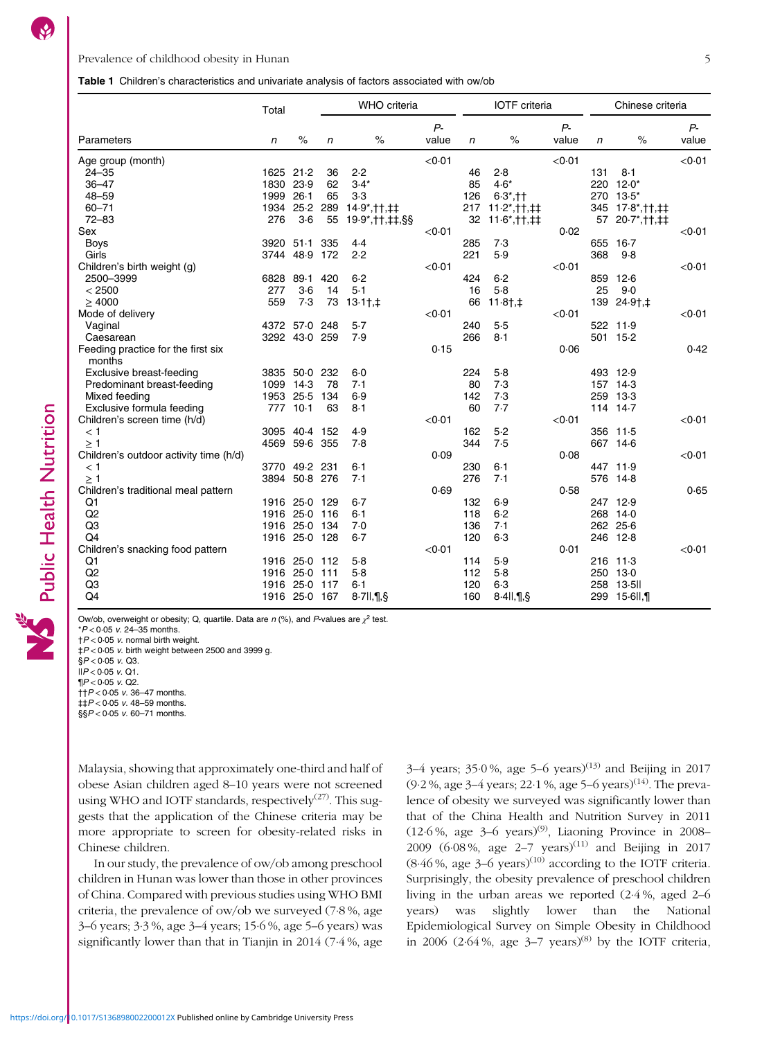**Table 1** Children's characteristics and univariate analysis of factors associated with ow/ob

| | Total | | WHO criteria | | | IOTF criteria | | | Chinese criteria | | |
|---|---|---|---|---|---|---|---|---|---|---|---|
| Parameters | *n* | % | *n* | % | *P*-value | *n* | % | *P*-value | *n* | % | *P*-value |
| Age group (month) | | | | | <0·01 | | | <0·01 | | | <0·01 |
| 24–35 | 1625 | 21·2 | 36 | 2·2 | | 46 | 2·8 | | 131 | 8·1 | |
| 36–47 | 1830 | 23·9 | 62 | 3·4* | | 85 | 4·6* | | 220 | 12·0* | |
| 48–59 | 1999 | 26·1 | 65 | 3·3 | | 126 | 6·3*,†† | | 270 | 13·5* | |
| 60–71 | 1934 | 25·2 | 289 | 14·9*,††,‡‡ | | 217 | 11·2*,††,‡‡ | | 345 | 17·8*,††,‡‡ | |
| 72–83 | 276 | 3·6 | 55 | 19·9*,††,‡‡,§§ | | 32 | 11·6*,††,‡‡ | | 57 | 20·7*,††,‡‡ | |
| Sex | | | | | <0·01 | | | 0·02 | | | <0·01 |
| Boys | 3920 | 51·1 | 335 | 4·4 | | 285 | 7·3 | | 655 | 16·7 | |
| Girls | 3744 | 48·9 | 172 | 2·2 | | 221 | 5·9 | | 368 | 9·8 | |
| Children's birth weight (g) | | | | | <0·01 | | | <0·01 | | | <0·01 |
| 2500–3999 | 6828 | 89·1 | 420 | 6·2 | | 424 | 6·2 | | 859 | 12·6 | |
| < 2500 | 277 | 3·6 | 14 | 5·1 | | 16 | 5·8 | | 25 | 9·0 | |
| ≥ 4000 | 559 | 7·3 | 73 | 13·1†,‡ | | 66 | 11·8†,‡ | | 139 | 24·9†,‡ | |
| Mode of delivery | | | | | <0·01 | | | <0·01 | | | <0·01 |
| Vaginal | 4372 | 57·0 | 248 | 5·7 | | 240 | 5·5 | | 522 | 11·9 | |
| Caesarean | 3292 | 43·0 | 259 | 7·9 | | 266 | 8·1 | | 501 | 15·2 | |
| Feeding practice for the first six months | | | | | 0·15 | | | 0·06 | | | 0·42 |
| Exclusive breast-feeding | 3835 | 50·0 | 232 | 6·0 | | 224 | 5·8 | | 493 | 12·9 | |
| Predominant breast-feeding | 1099 | 14·3 | 78 | 7·1 | | 80 | 7·3 | | 157 | 14·3 | |
| Mixed feeding | 1953 | 25·5 | 134 | 6·9 | | 142 | 7·3 | | 259 | 13·3 | |
| Exclusive formula feeding | 777 | 10·1 | 63 | 8·1 | | 60 | 7·7 | | 114 | 14·7 | |
| Children's screen time (h/d) | | | | | <0·01 | | | <0·01 | | | <0·01 |
| < 1 | 3095 | 40·4 | 152 | 4·9 | | 162 | 5·2 | | 356 | 11·5 | |
| ≥ 1 | 4569 | 59·6 | 355 | 7·8 | | 344 | 7·5 | | 667 | 14·6 | |
| Children's outdoor activity time (h/d) | | | | | 0·09 | | | 0·08 | | | <0·01 |
| < 1 | 3770 | 49·2 | 231 | 6·1 | | 230 | 6·1 | | 447 | 11·9 | |
| ≥ 1 | 3894 | 50·8 | 276 | 7·1 | | 276 | 7·1 | | 576 | 14·8 | |
| Children's traditional meal pattern | | | | | 0·69 | | | 0·58 | | | 0·65 |
| Q1 | 1916 | 25·0 | 129 | 6·7 | | 132 | 6·9 | | 247 | 12·9 | |
| Q2 | 1916 | 25·0 | 116 | 6·1 | | 118 | 6·2 | | 268 | 14·0 | |
| Q3 | 1916 | 25·0 | 134 | 7·0 | | 136 | 7·1 | | 262 | 25·6 | |
| Q4 | 1916 | 25·0 | 128 | 6·7 | | 120 | 6·3 | | 246 | 12·8 | |
| Children's snacking food pattern | | | | | <0·01 | | | 0·01 | | | <0·01 |
| Q1 | 1916 | 25·0 | 112 | 5·8 | | 114 | 5·9 | | 216 | 11·3 | |
| Q2 | 1916 | 25·0 | 111 | 5·8 | | 112 | 5·8 | | 250 | 13·0 | |
| Q3 | 1916 | 25·0 | 117 | 6·1 | | 120 | 6·3 | | 258 | 13·5‖ | |
| Q4 | 1916 | 25·0 | 167 | 8·7‖,¶,§ | | 160 | 8·4‖,¶,§ | | 299 | 15·6‖,¶ | |

Ow/ob, overweight or obesity; Q, quartile. Data are *n* (%), and *P*-values are $\chi^2$ test.
*$P < 0·05$ *v.* 24–35 months.
†$P < 0·05$ *v.* normal birth weight.
‡$P < 0·05$ *v.* birth weight between 2500 and 3999 g.
§$P < 0·05$ *v.* Q3.
‖$P < 0·05$ *v.* Q1.
¶$P < 0·05$ *v.* Q2.
††$P < 0·05$ *v.* 36–47 months.
‡‡$P < 0·05$ *v.* 48–59 months.
§§$P < 0·05$ *v.* 60–71 months.

Malaysia, showing that approximately one-third and half of obese Asian children aged 8–10 years were not screened using WHO and IOTF standards, respectively[27]. This suggests that the application of the Chinese criteria may be more appropriate to screen for obesity-related risks in Chinese children.

In our study, the prevalence of ow/ob among preschool children in Hunan was lower than those in other provinces of China. Compared with previous studies using WHO BMI criteria, the prevalence of ow/ob we surveyed (7·8 %, age 3–6 years; 3·3 %, age 3–4 years; 15·6 %, age 5–6 years) was significantly lower than that in Tianjin in 2014 (7·4 %, age 3–4 years; 35·0 %, age 5–6 years)[13] and Beijing in 2017 (9·2 %, age 3–4 years; 22·1 %, age 5–6 years)[14]. The prevalence of obesity we surveyed was significantly lower than that of the China Health and Nutrition Survey in 2011 (12·6 %, age 3–6 years)[9], Liaoning Province in 2008–2009 (6·08 %, age 2–7 years)[11] and Beijing in 2017 (8·46 %, age 3–6 years)[10] according to the IOTF criteria. Surprisingly, the obesity prevalence of preschool children living in the urban areas we reported (2·4 %, aged 2–6 years) was slightly lower than the National Epidemiological Survey on Simple Obesity in Childhood in 2006 (2·64 %, age 3–7 years)[8] by the IOTF criteria,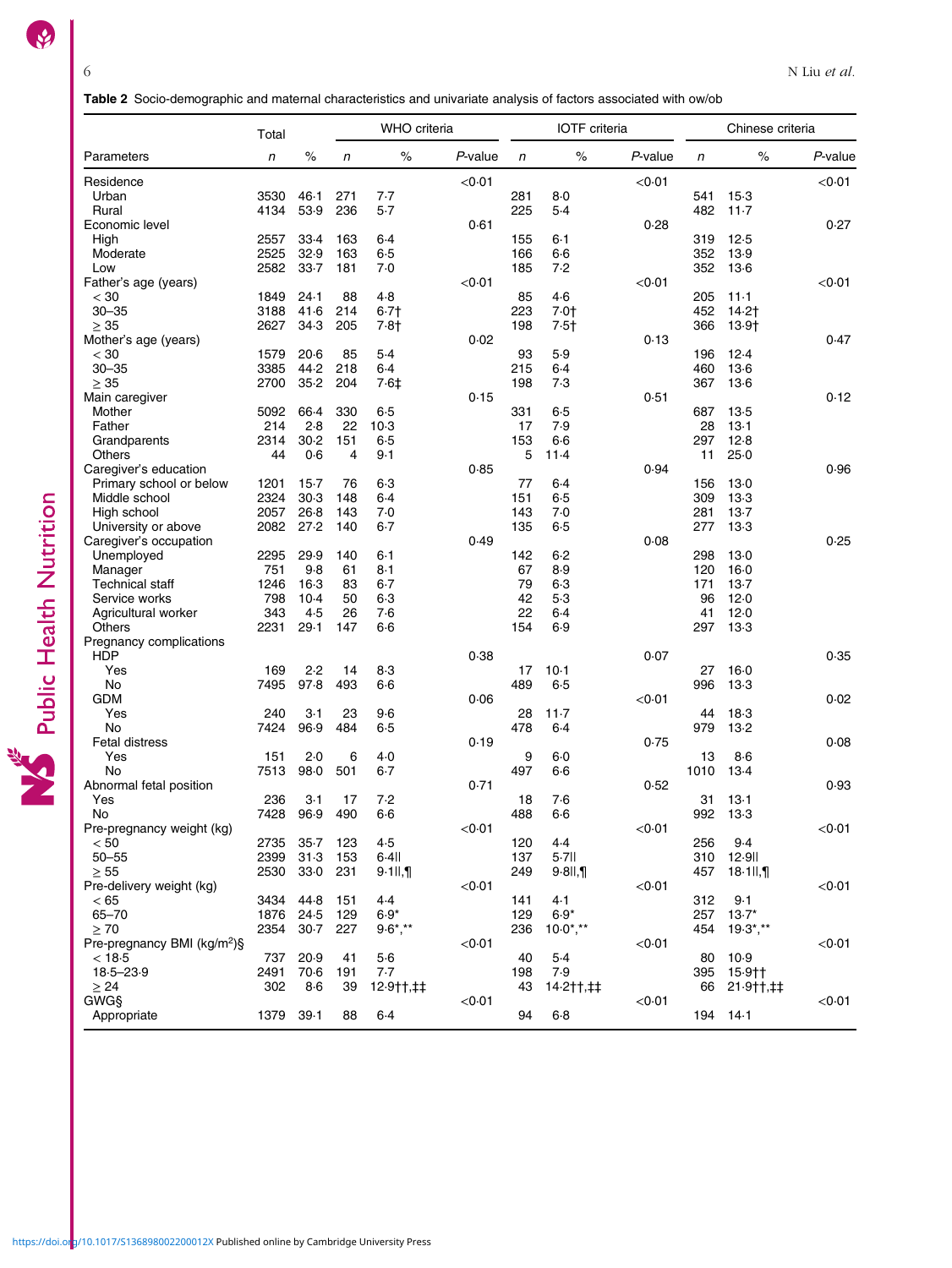**Table 2** Socio-demographic and maternal characteristics and univariate analysis of factors associated with ow/ob

| | Total | | WHO criteria | | | IOTF criteria | | | Chinese criteria | | |
|---|---|---|---|---|---|---|---|---|---|---|---|
| Parameters | *n* | % | *n* | % | *P*-value | *n* | % | *P*-value | *n* | % | *P*-value |
| Residence | | | | | <0·01 | | | <0·01 | | | <0·01 |
| Urban | 3530 | 46·1 | 271 | 7·7 | | 281 | 8·0 | | 541 | 15·3 | |
| Rural | 4134 | 53·9 | 236 | 5·7 | | 225 | 5·4 | | 482 | 11·7 | |
| Economic level | | | | | 0·61 | | | 0·28 | | | 0·27 |
| High | 2557 | 33·4 | 163 | 6·4 | | 155 | 6·1 | | 319 | 12·5 | |
| Moderate | 2525 | 32·9 | 163 | 6·5 | | 166 | 6·6 | | 352 | 13·9 | |
| Low | 2582 | 33·7 | 181 | 7·0 | | 185 | 7·2 | | 352 | 13·6 | |
| Father's age (years) | | | | | <0·01 | | | <0·01 | | | <0·01 |
| < 30 | 1849 | 24·1 | 88 | 4·8 | | 85 | 4·6 | | 205 | 11·1 | |
| 30–35 | 3188 | 41·6 | 214 | 6·7† | | 223 | 7·0† | | 452 | 14·2† | |
| ≥ 35 | 2627 | 34·3 | 205 | 7·8† | | 198 | 7·5† | | 366 | 13·9† | |
| Mother's age (years) | | | | | 0·02 | | | 0·13 | | | 0·47 |
| < 30 | 1579 | 20·6 | 85 | 5·4 | | 93 | 5·9 | | 196 | 12·4 | |
| 30–35 | 3385 | 44·2 | 218 | 6·4 | | 215 | 6·4 | | 460 | 13·6 | |
| ≥ 35 | 2700 | 35·2 | 204 | 7·6‡ | | 198 | 7·3 | | 367 | 13·6 | |
| Main caregiver | | | | | 0·15 | | | 0·51 | | | 0·12 |
| Mother | 5092 | 66·4 | 330 | 6·5 | | 331 | 6·5 | | 687 | 13·5 | |
| Father | 214 | 2·8 | 22 | 10·3 | | 17 | 7·9 | | 28 | 13·1 | |
| Grandparents | 2314 | 30·2 | 151 | 6·5 | | 153 | 6·6 | | 297 | 12·8 | |
| Others | 44 | 0·6 | 4 | 9·1 | | 5 | 11·4 | | 11 | 25·0 | |
| Caregiver's education | | | | | 0·85 | | | 0·94 | | | 0·96 |
| Primary school or below | 1201 | 15·7 | 76 | 6·3 | | 77 | 6·4 | | 156 | 13·0 | |
| Middle school | 2324 | 30·3 | 148 | 6·4 | | 151 | 6·5 | | 309 | 13·3 | |
| High school | 2057 | 26·8 | 143 | 7·0 | | 143 | 7·0 | | 281 | 13·7 | |
| University or above | 2082 | 27·2 | 140 | 6·7 | | 135 | 6·5 | | 277 | 13·3 | |
| Caregiver's occupation | | | | | 0·49 | | | 0·08 | | | 0·25 |
| Unemployed | 2295 | 29·9 | 140 | 6·1 | | 142 | 6·2 | | 298 | 13·0 | |
| Manager | 751 | 9·8 | 61 | 8·1 | | 67 | 8·9 | | 120 | 16·0 | |
| Technical staff | 1246 | 16·3 | 83 | 6·7 | | 79 | 6·3 | | 171 | 13·7 | |
| Service works | 798 | 10·4 | 50 | 6·3 | | 42 | 5·3 | | 96 | 12·0 | |
| Agricultural worker | 343 | 4·5 | 26 | 7·6 | | 22 | 6·4 | | 41 | 12·0 | |
| Others | 2231 | 29·1 | 147 | 6·6 | | 154 | 6·9 | | 297 | 13·3 | |
| Pregnancy complications | | | | | | | | | | | |
| HDP | | | | | 0·38 | | | 0·07 | | | 0·35 |
| Yes | 169 | 2·2 | 14 | 8·3 | | 17 | 10·1 | | 27 | 16·0 | |
| No | 7495 | 97·8 | 493 | 6·6 | | 489 | 6·5 | | 996 | 13·3 | |
| GDM | | | | | 0·06 | | | <0·01 | | | 0·02 |
| Yes | 240 | 3·1 | 23 | 9·6 | | 28 | 11·7 | | 44 | 18·3 | |
| No | 7424 | 96·9 | 484 | 6·5 | | 478 | 6·4 | | 979 | 13·2 | |
| Fetal distress | | | | | 0·19 | | | 0·75 | | | 0·08 |
| Yes | 151 | 2·0 | 6 | 4·0 | | 9 | 6·0 | | 13 | 8·6 | |
| No | 7513 | 98·0 | 501 | 6·7 | | 497 | 6·6 | | 1010 | 13·4 | |
| Abnormal fetal position | | | | | 0·71 | | | 0·52 | | | 0·93 |
| Yes | 236 | 3·1 | 17 | 7·2 | | 18 | 7·6 | | 31 | 13·1 | |
| No | 7428 | 96·9 | 490 | 6·6 | | 488 | 6·6 | | 992 | 13·3 | |
| Pre-pregnancy weight (kg) | | | | | <0·01 | | | <0·01 | | | <0·01 |
| < 50 | 2735 | 35·7 | 123 | 4·5 | | 120 | 4·4 | | 256 | 9·4 | |
| 50–55 | 2399 | 31·3 | 153 | 6·4‖ | | 137 | 5·7‖ | | 310 | 12·9‖ | |
| ≥ 55 | 2530 | 33·0 | 231 | 9·1‖,¶ | | 249 | 9·8‖,¶ | | 457 | 18·1‖,¶ | |
| Pre-delivery weight (kg) | | | | | <0·01 | | | <0·01 | | | <0·01 |
| < 65 | 3434 | 44·8 | 151 | 4·4 | | 141 | 4·1 | | 312 | 9·1 | |
| 65–70 | 1876 | 24·5 | 129 | 6·9* | | 129 | 6·9* | | 257 | 13·7* | |
| ≥ 70 | 2354 | 30·7 | 227 | 9·6*,** | | 236 | 10·0*,** | | 454 | 19·3*,** | |
| Pre-pregnancy BMI (kg/m²)§ | | | | | <0·01 | | | <0·01 | | | <0·01 |
| < 18·5 | 737 | 20·9 | 41 | 5·6 | | 40 | 5·4 | | 80 | 10·9 | |
| 18·5–23·9 | 2491 | 70·6 | 191 | 7·7 | | 198 | 7·9 | | 395 | 15·9†† | |
| ≥ 24 | 302 | 8·6 | 39 | 12·9††,‡‡ | | 43 | 14·2††,‡‡ | | 66 | 21·9††,‡‡ | |
| GWG§ | | | | | <0·01 | | | <0·01 | | | <0·01 |
| Appropriate | 1379 | 39·1 | 88 | 6·4 | | 94 | 6·8 | | 194 | 14·1 | |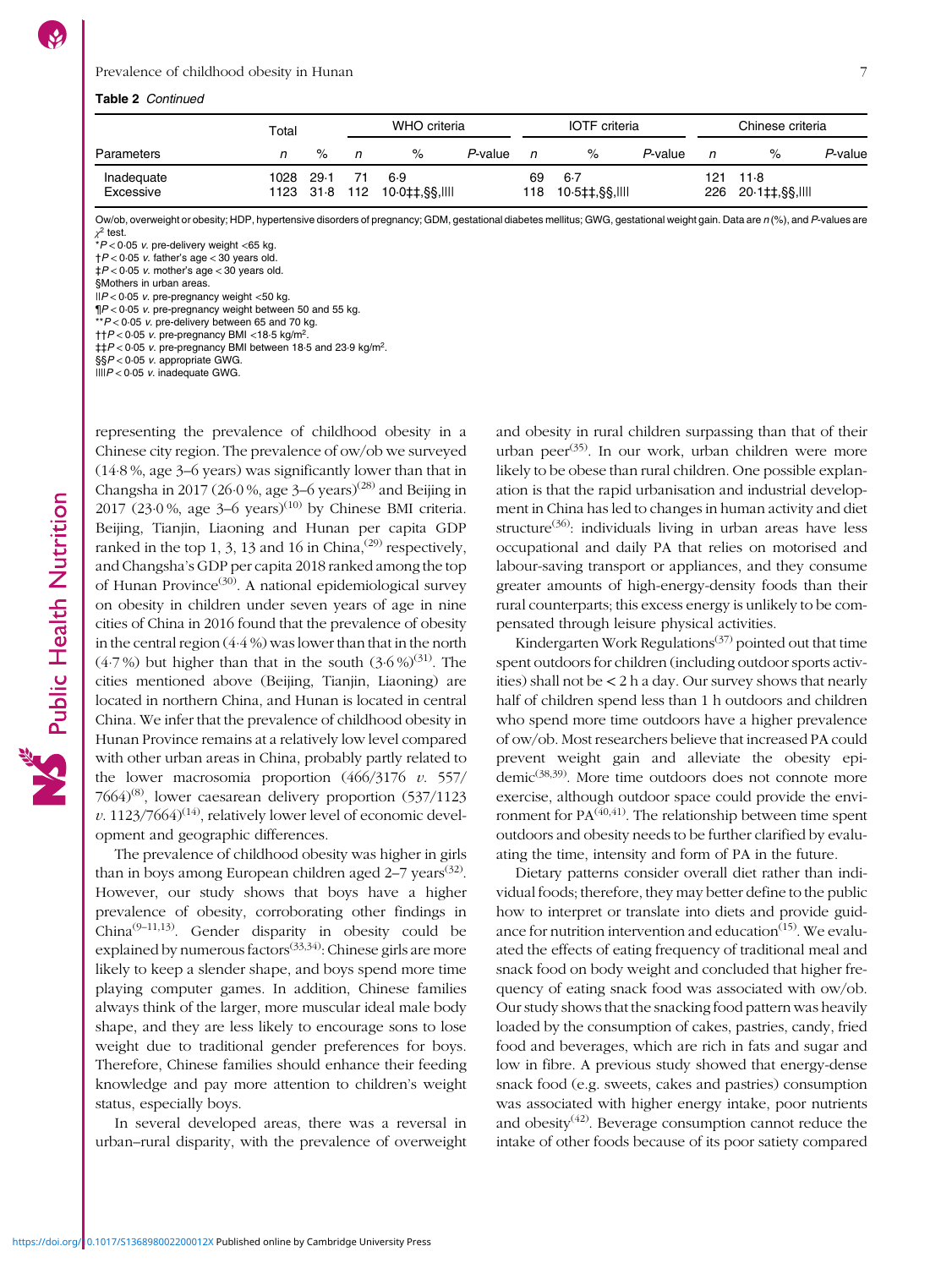**Table 2** *Continued*

| | Total | | WHO criteria | | | IOTF criteria | | | Chinese criteria | | |
|---|---|---|---|---|---|---|---|---|---|---|---|
| Parameters | *n* | % | *n* | % | *P*-value | *n* | % | *P*-value | *n* | % | *P*-value |
| Inadequate | 1028 | 29·1 | 71 | 6·9 | | 69 | 6·7 | | 121 | 11·8 | |
| Excessive | 1123 | 31·8 | 112 | 10·0‡‡,§§,‖‖ | | 118 | 10·5‡‡,§§,‖‖ | | 226 | 20·1‡‡,§§,‖‖ | |

Ow/ob, overweight or obesity; HDP, hypertensive disorders of pregnancy; GDM, gestational diabetes mellitus; GWG, gestational weight gain. Data are *n* (%), and *P*-values are $\chi^2$ test.
*$P < 0·05$ *v.* pre-delivery weight <65 kg.
†$P < 0·05$ *v.* father's age < 30 years old.
‡$P < 0·05$ *v.* mother's age < 30 years old.
§Mothers in urban areas.
‖$P < 0·05$ *v.* pre-pregnancy weight <50 kg.
¶$P < 0·05$ *v.* pre-pregnancy weight between 50 and 55 kg.
**$P < 0·05$ *v.* pre-delivery between 65 and 70 kg.
††$P < 0·05$ *v.* pre-pregnancy BMI <18·5 kg/m$^2$.
‡‡$P < 0·05$ *v.* pre-pregnancy BMI between 18·5 and 23·9 kg/m$^2$.
§§$P < 0·05$ *v.* appropriate GWG.
‖‖$P < 0·05$ *v.* inadequate GWG.

representing the prevalence of childhood obesity in a Chinese city region. The prevalence of ow/ob we surveyed (14·8 %, age 3–6 years) was significantly lower than that in Changsha in 2017 (26·0 %, age 3–6 years)[28] and Beijing in 2017 (23·0 %, age 3–6 years)[10] by Chinese BMI criteria. Beijing, Tianjin, Liaoning and Hunan per capita GDP ranked in the top 1, 3, 13 and 16 in China,[29] respectively, and Changsha's GDP per capita 2018 ranked among the top of Hunan Province[30]. A national epidemiological survey on obesity in children under seven years of age in nine cities of China in 2016 found that the prevalence of obesity in the central region (4·4 %) was lower than that in the north (4·7 %) but higher than that in the south (3·6 %)[31]. The cities mentioned above (Beijing, Tianjin, Liaoning) are located in northern China, and Hunan is located in central China. We infer that the prevalence of childhood obesity in Hunan Province remains at a relatively low level compared with other urban areas in China, probably partly related to the lower macrosomia proportion (466/3176 *v.* 557/7664)[8], lower caesarean delivery proportion (537/1123 *v.* 1123/7664)[14], relatively lower level of economic development and geographic differences.

The prevalence of childhood obesity was higher in girls than in boys among European children aged 2–7 years[32]. However, our study shows that boys have a higher prevalence of obesity, corroborating other findings in China[9–11,13]. Gender disparity in obesity could be explained by numerous factors[33,34]: Chinese girls are more likely to keep a slender shape, and boys spend more time playing computer games. In addition, Chinese families always think of the larger, more muscular ideal male body shape, and they are less likely to encourage sons to lose weight due to traditional gender preferences for boys. Therefore, Chinese families should enhance their feeding knowledge and pay more attention to children's weight status, especially boys.

In several developed areas, there was a reversal in urban–rural disparity, with the prevalence of overweight and obesity in rural children surpassing that of their urban peer[35]. In our work, urban children were more likely to be obese than rural children. One possible explanation is that the rapid urbanisation and industrial development in China has led to changes in human activity and diet structure[36]: individuals living in urban areas have less occupational and daily PA that relies on motorised and labour-saving transport or appliances, and they consume greater amounts of high-energy-density foods than their rural counterparts; this excess energy is unlikely to be compensated through leisure physical activities.

Kindergarten Work Regulations[37] pointed out that time spent outdoors for children (including outdoor sports activities) shall not be < 2 h a day. Our survey shows that nearly half of children spend less than 1 h outdoors and children who spend more time outdoors have a higher prevalence of ow/ob. Most researchers believe that increased PA could prevent weight gain and alleviate the obesity epidemic[38,39]. More time outdoors does not connote more exercise, although outdoor space could provide the environment for PA[40,41]. The relationship between time spent outdoors and obesity needs to be further clarified by evaluating the time, intensity and form of PA in the future.

Dietary patterns consider overall diet rather than individual foods; therefore, they may better define to the public how to interpret or translate into diets and provide guidance for nutrition intervention and education[15]. We evaluated the effects of eating frequency of traditional meal and snack food on body weight and concluded that higher frequency of eating snack food was associated with ow/ob. Our study shows that the snacking food pattern was heavily loaded by the consumption of cakes, pastries, candy, fried food and beverages, which are rich in fats and sugar and low in fibre. A previous study showed that energy-dense snack food (e.g. sweets, cakes and pastries) consumption was associated with higher energy intake, poor nutrients and obesity[42]. Beverage consumption cannot reduce the intake of other foods because of its poor satiety compared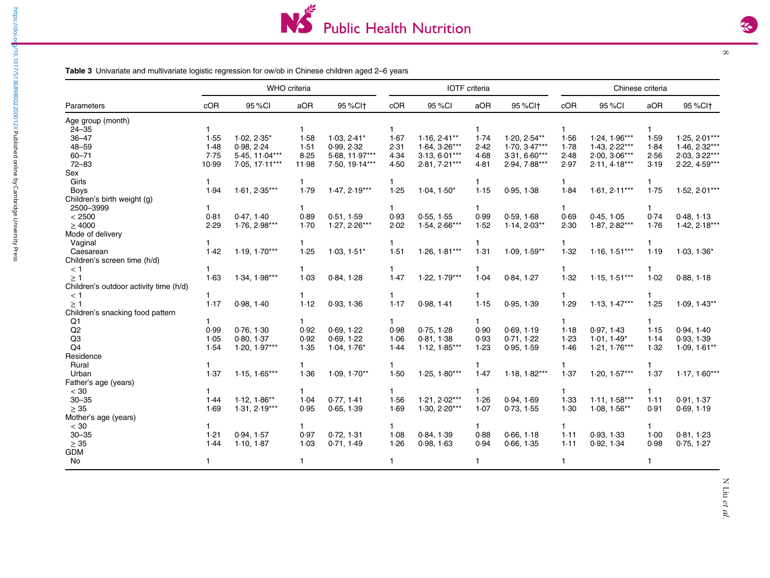**Table 3** Univariate and multivariate logistic regression for ow/ob in Chinese children aged 2–6 years

| Parameters | WHO criteria | | | | IOTF criteria | | | | Chinese criteria | | | |
|---|---|---|---|---|---|---|---|---|---|---|---|---|
| | cOR | 95 %CI | aOR | 95 %CI† | cOR | 95 %CI | aOR | 95 %CI† | cOR | 95 %CI | aOR | 95 %CI† |
| Age group (month) | | | | | | | | | | | | |
| 24–35 | 1 | | 1 | | 1 | | 1 | | 1 | | 1 | |
| 36–47 | 1·55 | 1·02, 2·35* | 1·58 | 1·03, 2·41* | 1·67 | 1·16, 2·41** | 1·74 | 1·20, 2·54** | 1·56 | 1·24, 1·96*** | 1·59 | 1·25, 2·01*** |
| 48–59 | 1·48 | 0·98, 2·24 | 1·51 | 0·99, 2·32 | 2·31 | 1·64, 3·26*** | 2·42 | 1·70, 3·47*** | 1·78 | 1·43, 2·22*** | 1·84 | 1·46, 2·32*** |
| 60–71 | 7·75 | 5·45, 11·04*** | 8·25 | 5·68, 11·97*** | 4·34 | 3·13, 6·01*** | 4·68 | 3·31, 6·60*** | 2·48 | 2·00, 3·06*** | 2·56 | 2·03, 3·22*** |
| 72–83 | 10·99 | 7·05, 17·11*** | 11·98 | 7·50, 19·14*** | 4·50 | 2·81, 7·21*** | 4·81 | 2·94, 7·88*** | 2·97 | 2·11, 4·18*** | 3·19 | 2·22, 4·59*** |
| Sex | | | | | | | | | | | | |
| Girls | 1 | | 1 | | 1 | | 1 | | 1 | | 1 | |
| Boys | 1·94 | 1·61, 2·35*** | 1·79 | 1·47, 2·19*** | 1·25 | 1·04, 1·50* | 1·15 | 0·95, 1·38 | 1·84 | 1·61, 2·11*** | 1·75 | 1·52, 2·01*** |
| Children's birth weight (g) | | | | | | | | | | | | |
| 2500–3999 | 1 | | 1 | | 1 | | 1 | | 1 | | 1 | |
| < 2500 | 0·81 | 0·47, 1·40 | 0·89 | 0·51, 1·59 | 0·93 | 0·55, 1·55 | 0·99 | 0·59, 1·68 | 0·69 | 0·45, 1·05 | 0·74 | 0·48, 1·13 |
| ≥ 4000 | 2·29 | 1·76, 2·98*** | 1·70 | 1·27, 2·26*** | 2·02 | 1·54, 2·66*** | 1·52 | 1·14, 2·03** | 2·30 | 1·87, 2·82*** | 1·76 | 1·42, 2·18*** |
| Mode of delivery | | | | | | | | | | | | |
| Vaginal | 1 | | 1 | | 1 | | 1 | | 1 | | 1 | |
| Caesarean | 1·42 | 1·19, 1·70*** | 1·25 | 1·03, 1·51* | 1·51 | 1·26, 1·81*** | 1·31 | 1·09, 1·59** | 1·32 | 1·16, 1·51*** | 1·19 | 1·03, 1·36* |
| Children's screen time (h/d) | | | | | | | | | | | | |
| < 1 | 1 | | 1 | | 1 | | 1 | | 1 | | 1 | |
| ≥ 1 | 1·63 | 1·34, 1·98*** | 1·03 | 0·84, 1·28 | 1·47 | 1·22, 1·79*** | 1·04 | 0·84, 1·27 | 1·32 | 1·15, 1·51*** | 1·02 | 0·88, 1·18 |
| Children's outdoor activity time (h/d) | | | | | | | | | | | | |
| < 1 | 1 | | 1 | | 1 | | 1 | | 1 | | 1 | |
| ≥ 1 | 1·17 | 0·98, 1·40 | 1·12 | 0·93, 1·36 | 1·17 | 0·98, 1·41 | 1·15 | 0·95, 1·39 | 1·29 | 1·13, 1·47*** | 1·25 | 1·09, 1·43** |
| Children's snacking food pattern | | | | | | | | | | | | |
| Q1 | 1 | | 1 | | 1 | | 1 | | 1 | | 1 | |
| Q2 | 0·99 | 0·76, 1·30 | 0·92 | 0·69, 1·22 | 0·98 | 0·75, 1·28 | 0·90 | 0·69, 1·19 | 1·18 | 0·97, 1·43 | 1·15 | 0·94, 1·40 |
| Q3 | 1·05 | 0·80, 1·37 | 0·92 | 0·69, 1·22 | 1·06 | 0·81, 1·38 | 0·93 | 0·71, 1·22 | 1·23 | 1·01, 1·49* | 1·14 | 0·93, 1·39 |
| Q4 | 1·54 | 1·20, 1·97*** | 1·35 | 1·04, 1·76* | 1·44 | 1·12, 1·85*** | 1·23 | 0·95, 1·59 | 1·46 | 1·21, 1·76*** | 1·32 | 1·09, 1·61** |
| Residence | | | | | | | | | | | | |
| Rural | 1 | | 1 | | 1 | | 1 | | 1 | | 1 | |
| Urban | 1·37 | 1·15, 1·65*** | 1·36 | 1·09, 1·70** | 1·50 | 1·25, 1·80*** | 1·47 | 1·18, 1·82*** | 1·37 | 1·20, 1·57*** | 1·37 | 1·17, 1·60*** |
| Father's age (years) | | | | | | | | | | | | |
| < 30 | 1 | | 1 | | 1 | | 1 | | 1 | | 1 | |
| 30–35 | 1·44 | 1·12, 1·86** | 1·04 | 0·77, 1·41 | 1·56 | 1·21, 2·02*** | 1·26 | 0·94, 1·69 | 1·33 | 1·11, 1·58*** | 1·11 | 0·91, 1·37 |
| ≥ 35 | 1·69 | 1·31, 2·19*** | 0·95 | 0·65, 1·39 | 1·69 | 1·30, 2·20*** | 1·07 | 0·73, 1·55 | 1·30 | 1·08, 1·56** | 0·91 | 0·69, 1·19 |
| Mother's age (years) | | | | | | | | | | | | |
| < 30 | 1 | | 1 | | 1 | | 1 | | 1 | | 1 | |
| 30–35 | 1·21 | 0·94, 1·57 | 0·97 | 0·72, 1·31 | 1·08 | 0·84, 1·39 | 0·88 | 0·66, 1·18 | 1·11 | 0·93, 1·33 | 1·00 | 0·81, 1·23 |
| ≥ 35 | 1·44 | 1·10, 1·87 | 1·03 | 0·71, 1·49 | 1·26 | 0·98, 1·63 | 0·94 | 0·66, 1·35 | 1·11 | 0·92, 1·34 | 0·98 | 0·75, 1·27 |
| GDM | | | | | | | | | | | | |
| No | 1 | | 1 | | 1 | | 1 | | 1 | | 1 | |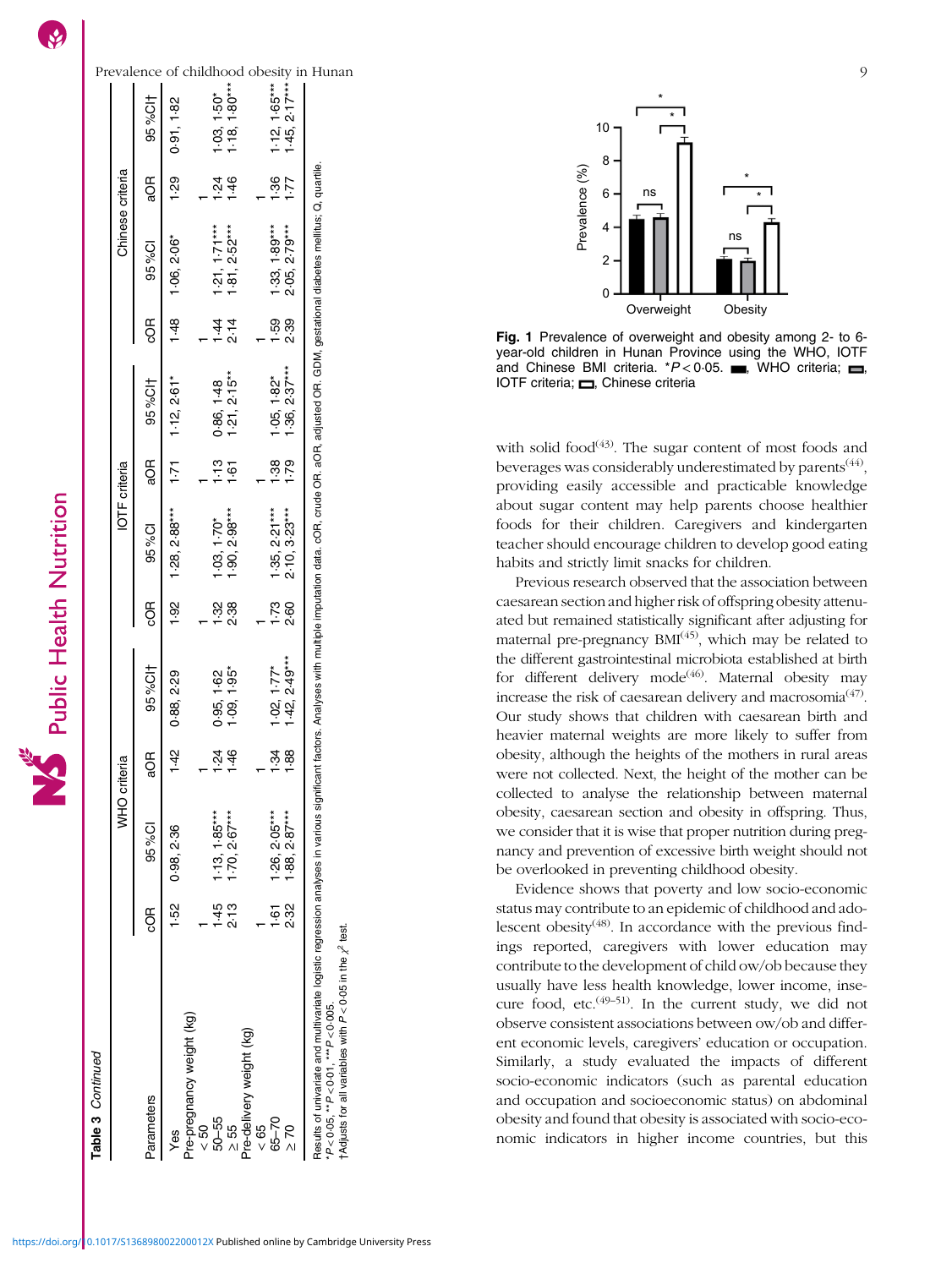**Table 3** *Continued*

| Parameters | WHO criteria | | | | IOTF criteria | | | | Chinese criteria | | | |
|---|---|---|---|---|---|---|---|---|---|---|---|---|
| | cOR | 95 %CI | aOR | 95 %CI† | cOR | 95 %CI | aOR | 95 %CI† | cOR | 95 %CI | aOR | 95 %CI† |
| Yes | 1·52 | 0·98, 2·36 | 1·42 | 0·88, 2·29 | 1·92 | 1·28, 2·88*** | 1·71 | 1·12, 2·61* | 1·48 | 1·06, 2·06* | 1·29 | 0·91, 1·82 |
| Pre-pregnancy weight (kg) | | | | | | | | | | | | |
| < 50 | 1 | | 1 | | 1 | | 1 | | 1 | | 1 | |
| 50–55 | 1·45 | 1·13, 1·85*** | 1·24 | 0·95, 1·62 | 1·32 | 1·03, 1·70* | 1·13 | 0·86, 1·48 | 1·44 | 1·21, 1·71*** | 1·24 | 1·03, 1·50* |
| ≥ 55 | 2·13 | 1·70, 2·67*** | 1·46 | 1·09, 1·95* | 2·38 | 1·90, 2·98*** | 1·61 | 1·21, 2·15** | 2·14 | 1·81, 2·52*** | 1·46 | 1·18, 1·80*** |
| Pre-delivery weight (kg) | | | | | | | | | | | | |
| < 65 | 1 | | 1 | | 1 | | 1 | | 1 | | 1 | |
| 65–70 | 1·61 | 1·26, 2·05*** | 1·34 | 1·02, 1·77* | 1·73 | 1·35, 2·21*** | 1·38 | 1·05, 1·82* | 1·59 | 1·33, 1·89*** | 1·36 | 1·12, 1·65*** |
| ≥ 70 | 2·32 | 1·88, 2·87*** | 1·88 | 1·42, 2·49*** | 2·60 | 2·10, 3·23*** | 1·79 | 1·36, 2·37*** | 2·39 | 2·05, 2·79*** | 1·77 | 1·45, 2·17*** |

Results of univariate and multivariate logistic regression analyses in various significant factors. Analyses with multiple imputation data. cOR, crude OR. aOR, adjusted OR. GDM, gestational diabetes mellitus; Q, quartile.
*$P < 0·05$, **$P < 0·01$, ***$P < 0·005$.
†Adjusts for all variables with $P < 0·05$ in the $\chi^2$ test.

**Fig. 1** Prevalence of overweight and obesity among 2- to 6-year-old children in Hunan Province using the WHO, IOTF and Chinese BMI criteria. *$P < 0·05$. ■, WHO criteria; ▭ (grey), IOTF criteria; □, Chinese criteria

with solid food[43]. The sugar content of most foods and beverages was considerably underestimated by parents[44], providing easily accessible and practicable knowledge about sugar content may help parents choose healthier foods for their children. Caregivers and kindergarten teacher should encourage children to develop good eating habits and strictly limit snacks for children.

Previous research observed that the association between caesarean section and higher risk of offspring obesity attenuated but remained statistically significant after adjusting for maternal pre-pregnancy BMI[45], which may be related to the different gastrointestinal microbiota established at birth for different delivery mode[46]. Maternal obesity may increase the risk of caesarean delivery and macrosomia[47]. Our study shows that children with caesarean birth and heavier maternal weights are more likely to suffer from obesity, although the heights of the mothers in rural areas were not collected. Next, the height of the mother can be collected to analyse the relationship between maternal obesity, caesarean section and obesity in offspring. Thus, we consider that it is wise that proper nutrition during pregnancy and prevention of excessive birth weight should not be overlooked in preventing childhood obesity.

Evidence shows that poverty and low socio-economic status may contribute to an epidemic of childhood and adolescent obesity[48]. In accordance with the previous findings reported, caregivers with lower education may contribute to the development of child ow/ob because they usually have less health knowledge, lower income, insecure food, etc.[49–51]. In the current study, we did not observe consistent associations between ow/ob and different economic levels, caregivers' education or occupation. Similarly, a study evaluated the impacts of different socio-economic indicators (such as parental education and occupation and socioeconomic status) on abdominal obesity and found that obesity is associated with socio-economic indicators in higher income countries, but this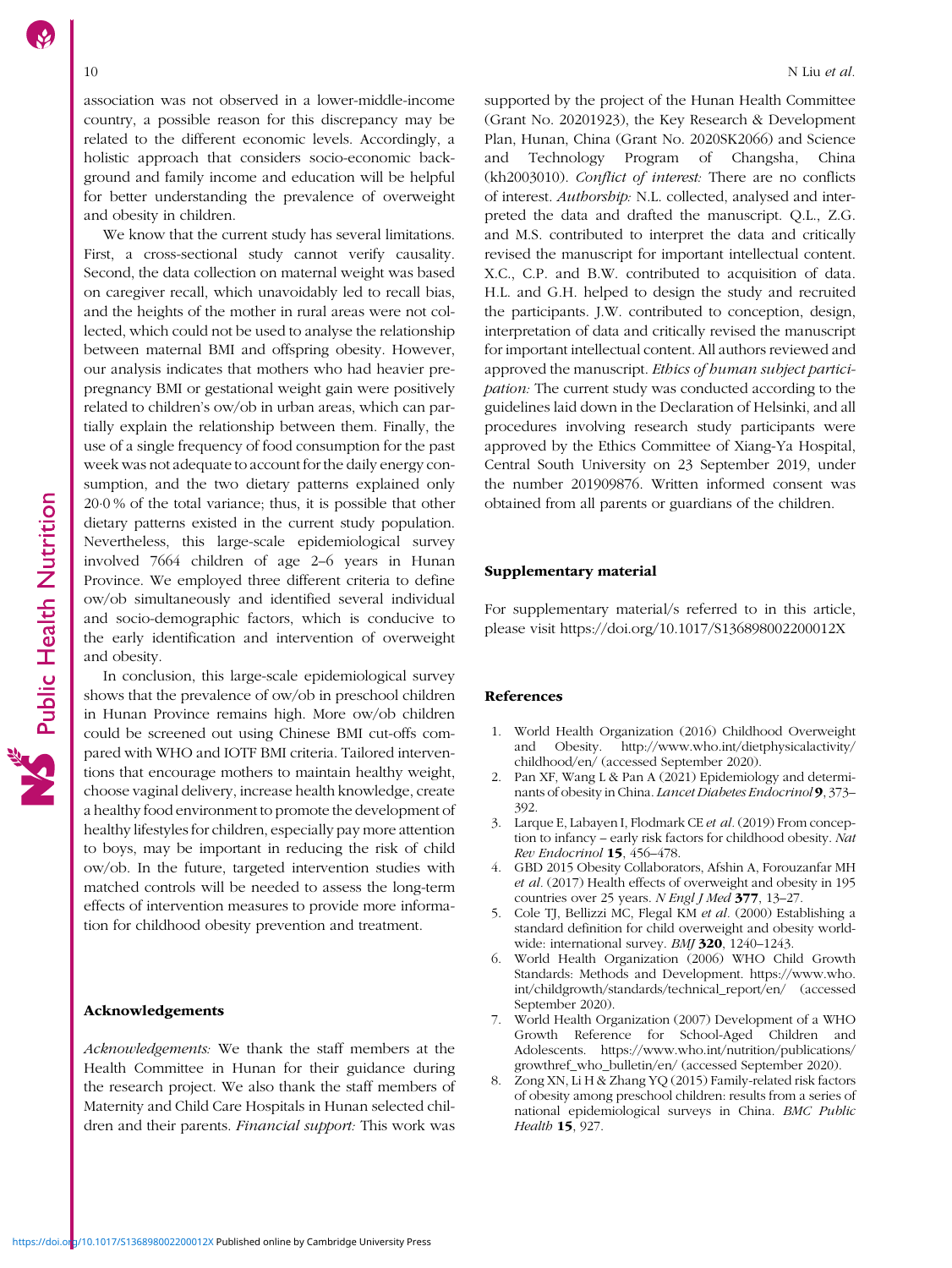association was not observed in a lower-middle-income country, a possible reason for this discrepancy may be related to the different economic levels. Accordingly, a holistic approach that considers socio-economic background and family income and education will be helpful for better understanding the prevalence of overweight and obesity in children.

We know that the current study has several limitations. First, a cross-sectional study cannot verify causality. Second, the data collection on maternal weight was based on caregiver recall, which unavoidably led to recall bias, and the heights of the mother in rural areas were not collected, which could not be used to analyse the relationship between maternal BMI and offspring obesity. However, our analysis indicates that mothers who had heavier pre-pregnancy BMI or gestational weight gain were positively related to children's ow/ob in urban areas, which can partially explain the relationship between them. Finally, the use of a single frequency of food consumption for the past week was not adequate to account for the daily energy consumption, and the two dietary patterns explained only 20·0 % of the total variance; thus, it is possible that other dietary patterns existed in the current study population. Nevertheless, this large-scale epidemiological survey involved 7664 children of age 2–6 years in Hunan Province. We employed three different criteria to define ow/ob simultaneously and identified several individual and socio-demographic factors, which is conducive to the early identification and intervention of overweight and obesity.

In conclusion, this large-scale epidemiological survey shows that the prevalence of ow/ob in preschool children in Hunan Province remains high. More ow/ob children could be screened out using Chinese BMI cut-offs compared with WHO and IOTF BMI criteria. Tailored interventions that encourage mothers to maintain healthy weight, choose vaginal delivery, increase health knowledge, create a healthy food environment to promote the development of healthy lifestyles for children, especially pay more attention to boys, may be important in reducing the risk of child ow/ob. In the future, targeted intervention studies with matched controls will be needed to assess the long-term effects of intervention measures to provide more information for childhood obesity prevention and treatment.

## Acknowledgements

*Acknowledgements:* We thank the staff members at the Health Committee in Hunan for their guidance during the research project. We also thank the staff members of Maternity and Child Care Hospitals in Hunan selected children and their parents. *Financial support:* This work was supported by the project of the Hunan Health Committee (Grant No. 20201923), the Key Research & Development Plan, Hunan, China (Grant No. 2020SK2066) and Science and Technology Program of Changsha, China (kh2003010). *Conflict of interest:* There are no conflicts of interest. *Authorship:* N.L. collected, analysed and interpreted the data and drafted the manuscript. Q.L., Z.G. and M.S. contributed to interpret the data and critically revised the manuscript for important intellectual content. X.C., C.P. and B.W. contributed to acquisition of data. H.L. and G.H. helped to design the study and recruited the participants. J.W. contributed to conception, design, interpretation of data and critically revised the manuscript for important intellectual content. All authors reviewed and approved the manuscript. *Ethics of human subject participation:* The current study was conducted according to the guidelines laid down in the Declaration of Helsinki, and all procedures involving research study participants were approved by the Ethics Committee of Xiang-Ya Hospital, Central South University on 23 September 2019, under the number 201909876. Written informed consent was obtained from all parents or guardians of the children.

## Supplementary material

For supplementary material/s referred to in this article, please visit https://doi.org/10.1017/S136898002200012X

## References

1. World Health Organization (2016) Childhood Overweight and Obesity. http://www.who.int/dietphysicalactivity/childhood/en/ (accessed September 2020).
2. Pan XF, Wang L & Pan A (2021) Epidemiology and determinants of obesity in China. *Lancet Diabetes Endocrinol* **9**, 373–392.
3. Larque E, Labayen I, Flodmark CE *et al.* (2019) From conception to infancy – early risk factors for childhood obesity. *Nat Rev Endocrinol* **15**, 456–478.
4. GBD 2015 Obesity Collaborators, Afshin A, Forouzanfar MH *et al.* (2017) Health effects of overweight and obesity in 195 countries over 25 years. *N Engl J Med* **377**, 13–27.
5. Cole TJ, Bellizzi MC, Flegal KM *et al.* (2000) Establishing a standard definition for child overweight and obesity worldwide: international survey. *BMJ* **320**, 1240–1243.
6. World Health Organization (2006) WHO Child Growth Standards: Methods and Development. https://www.who.int/childgrowth/standards/technical_report/en/ (accessed September 2020).
7. World Health Organization (2007) Development of a WHO Growth Reference for School-Aged Children and Adolescents. https://www.who.int/nutrition/publications/growthref_who_bulletin/en/ (accessed September 2020).
8. Zong XN, Li H & Zhang YQ (2015) Family-related risk factors of obesity among preschool children: results from a series of national epidemiological surveys in China. *BMC Public Health* **15**, 927.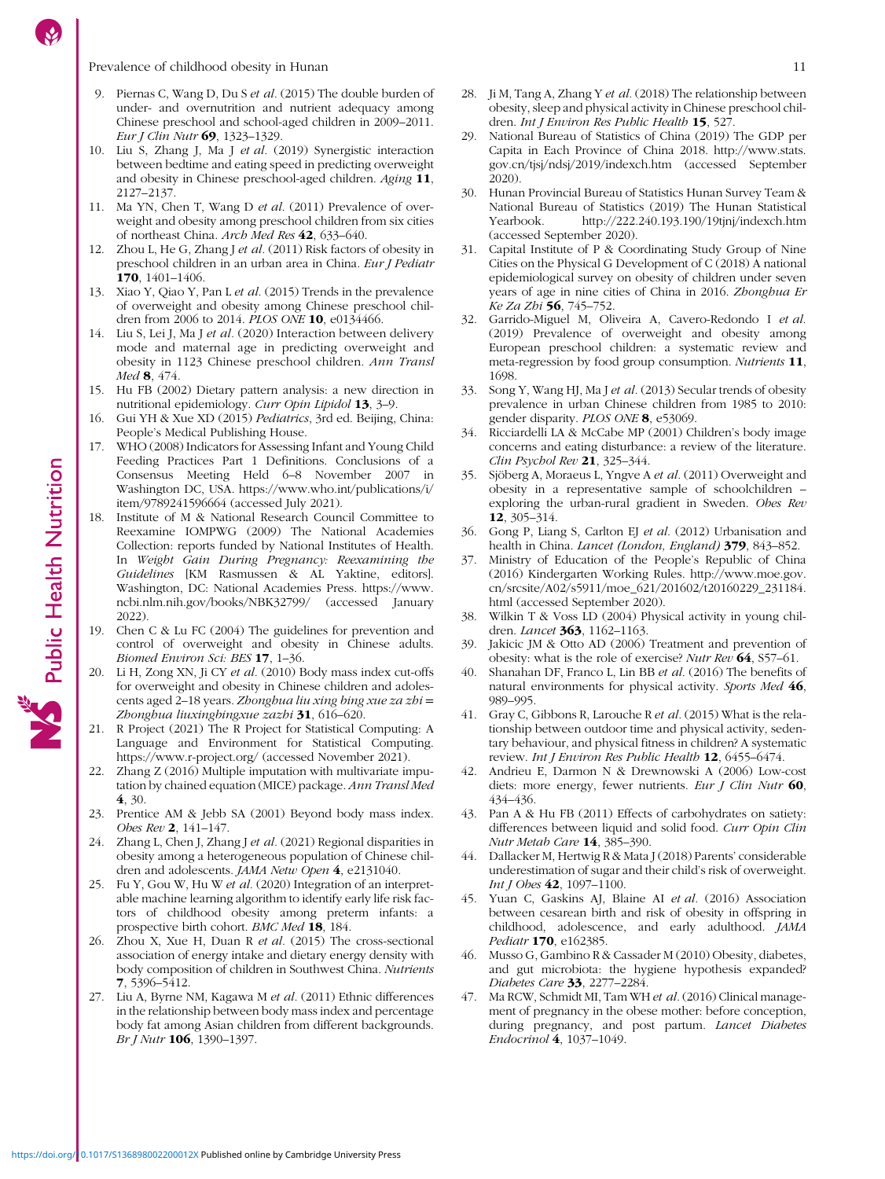9. Piernas C, Wang D, Du S *et al.* (2015) The double burden of under- and overnutrition and nutrient adequacy among Chinese preschool and school-aged children in 2009–2011. *Eur J Clin Nutr* **69**, 1323–1329.
10. Liu S, Zhang J, Ma J *et al.* (2019) Synergistic interaction between bedtime and eating speed in predicting overweight and obesity in Chinese preschool-aged children. *Aging* **11**, 2127–2137.
11. Ma YN, Chen T, Wang D *et al.* (2011) Prevalence of overweight and obesity among preschool children from six cities of northeast China. *Arch Med Res* **42**, 633–640.
12. Zhou L, He G, Zhang J *et al.* (2011) Risk factors of obesity in preschool children in an urban area in China. *Eur J Pediatr* **170**, 1401–1406.
13. Xiao Y, Qiao Y, Pan L *et al.* (2015) Trends in the prevalence of overweight and obesity among Chinese preschool children from 2006 to 2014. *PLOS ONE* **10**, e0134466.
14. Liu S, Lei J, Ma J *et al.* (2020) Interaction between delivery mode and maternal age in predicting overweight and obesity in 1123 Chinese preschool children. *Ann Transl Med* **8**, 474.
15. Hu FB (2002) Dietary pattern analysis: a new direction in nutritional epidemiology. *Curr Opin Lipidol* **13**, 3–9.
16. Gui YH & Xue XD (2015) *Pediatrics*, 3rd ed. Beijing, China: People's Medical Publishing House.
17. WHO (2008) Indicators for Assessing Infant and Young Child Feeding Practices Part 1 Definitions. Conclusions of a Consensus Meeting Held 6–8 November 2007 in Washington DC, USA. https://www.who.int/publications/i/item/9789241596664 (accessed July 2021).
18. Institute of M & National Research Council Committee to Reexamine IOMPWG (2009) The National Academies Collection: reports funded by National Institutes of Health. In *Weight Gain During Pregnancy: Reexamining the Guidelines* [KM Rasmussen & AL Yaktine, editors]. Washington, DC: National Academies Press. https://www.ncbi.nlm.nih.gov/books/NBK32799/ (accessed January 2022).
19. Chen C & Lu FC (2004) The guidelines for prevention and control of overweight and obesity in Chinese adults. *Biomed Environ Sci: BES* **17**, 1–36.
20. Li H, Zong XN, Ji CY *et al.* (2010) Body mass index cut-offs for overweight and obesity in Chinese children and adolescents aged 2–18 years. *Zhonghua liu xing bing xue za zhi = Zhonghua liuxingbingxue zazhi* **31**, 616–620.
21. R Project (2021) The R Project for Statistical Computing: A Language and Environment for Statistical Computing. https://www.r-project.org/ (accessed November 2021).
22. Zhang Z (2016) Multiple imputation with multivariate imputation by chained equation (MICE) package. *Ann Transl Med* **4**, 30.
23. Prentice AM & Jebb SA (2001) Beyond body mass index. *Obes Rev* **2**, 141–147.
24. Zhang L, Chen J, Zhang J *et al.* (2021) Regional disparities in obesity among a heterogeneous population of Chinese children and adolescents. *JAMA Netw Open* **4**, e2131040.
25. Fu Y, Gou W, Hu W *et al.* (2020) Integration of an interpretable machine learning algorithm to identify early life risk factors of childhood obesity among preterm infants: a prospective birth cohort. *BMC Med* **18**, 184.
26. Zhou X, Xue H, Duan R *et al.* (2015) The cross-sectional association of energy intake and dietary energy density with body composition of children in Southwest China. *Nutrients* **7**, 5396–5412.
27. Liu A, Byrne NM, Kagawa M *et al.* (2011) Ethnic differences in the relationship between body mass index and percentage body fat among Asian children from different backgrounds. *Br J Nutr* **106**, 1390–1397.
28. Ji M, Tang A, Zhang Y *et al.* (2018) The relationship between obesity, sleep and physical activity in Chinese preschool children. *Int J Environ Res Public Health* **15**, 527.
29. National Bureau of Statistics of China (2019) The GDP per Capita in Each Province of China 2018. http://www.stats.gov.cn/tjsj/ndsj/2019/indexch.htm (accessed September 2020).
30. Hunan Provincial Bureau of Statistics Hunan Survey Team & National Bureau of Statistics (2019) The Hunan Statistical Yearbook. http://222.240.193.190/19tjnj/indexch.htm (accessed September 2020).
31. Capital Institute of P & Coordinating Study Group of Nine Cities on the Physical G Development of C (2018) A national epidemiological survey on obesity of children under seven years of age in nine cities of China in 2016. *Zhonghua Er Ke Za Zhi* **56**, 745–752.
32. Garrido-Miguel M, Oliveira A, Cavero-Redondo I *et al.* (2019) Prevalence of overweight and obesity among European preschool children: a systematic review and meta-regression by food group consumption. *Nutrients* **11**, 1698.
33. Song Y, Wang HJ, Ma J *et al.* (2013) Secular trends of obesity prevalence in urban Chinese children from 1985 to 2010: gender disparity. *PLOS ONE* **8**, e53069.
34. Ricciardelli LA & McCabe MP (2001) Children's body image concerns and eating disturbance: a review of the literature. *Clin Psychol Rev* **21**, 325–344.
35. Sjöberg A, Moraeus L, Yngve A *et al.* (2011) Overweight and obesity in a representative sample of schoolchildren – exploring the urban-rural gradient in Sweden. *Obes Rev* **12**, 305–314.
36. Gong P, Liang S, Carlton EJ *et al.* (2012) Urbanisation and health in China. *Lancet (London, England)* **379**, 843–852.
37. Ministry of Education of the People's Republic of China (2016) Kindergarten Working Rules. http://www.moe.gov.cn/srcsite/A02/s5911/moe_621/201602/t20160229_231184.html (accessed September 2020).
38. Wilkin T & Voss LD (2004) Physical activity in young children. *Lancet* **363**, 1162–1163.
39. Jakicic JM & Otto AD (2006) Treatment and prevention of obesity: what is the role of exercise? *Nutr Rev* **64**, S57–61.
40. Shanahan DF, Franco L, Lin BB *et al.* (2016) The benefits of natural environments for physical activity. *Sports Med* **46**, 989–995.
41. Gray C, Gibbons R, Larouche R *et al.* (2015) What is the relationship between outdoor time and physical activity, sedentary behaviour, and physical fitness in children? A systematic review. *Int J Environ Res Public Health* **12**, 6455–6474.
42. Andrieu E, Darmon N & Drewnowski A (2006) Low-cost diets: more energy, fewer nutrients. *Eur J Clin Nutr* **60**, 434–436.
43. Pan A & Hu FB (2011) Effects of carbohydrates on satiety: differences between liquid and solid food. *Curr Opin Clin Nutr Metab Care* **14**, 385–390.
44. Dallacker M, Hertwig R & Mata J (2018) Parents' considerable underestimation of sugar and their child's risk of overweight. *Int J Obes* **42**, 1097–1100.
45. Yuan C, Gaskins AJ, Blaine AI *et al.* (2016) Association between cesarean birth and risk of obesity in offspring in childhood, adolescence, and early adulthood. *JAMA Pediatr* **170**, e162385.
46. Musso G, Gambino R & Cassader M (2010) Obesity, diabetes, and gut microbiota: the hygiene hypothesis expanded? *Diabetes Care* **33**, 2277–2284.
47. Ma RCW, Schmidt MI, Tam WH *et al.* (2016) Clinical management of pregnancy in the obese mother: before conception, during pregnancy, and post partum. *Lancet Diabetes Endocrinol* **4**, 1037–1049.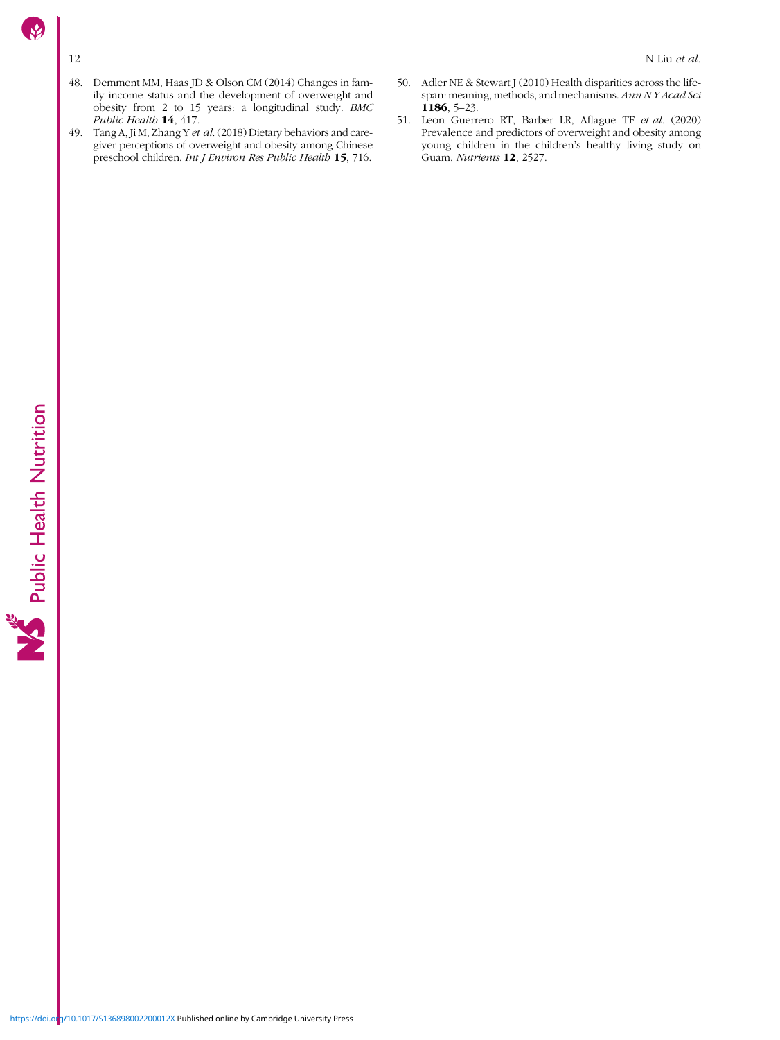48. Demment MM, Haas JD & Olson CM (2014) Changes in family income status and the development of overweight and obesity from 2 to 15 years: a longitudinal study. *BMC Public Health* **14**, 417.
49. Tang A, Ji M, Zhang Y *et al*. (2018) Dietary behaviors and caregiver perceptions of overweight and obesity among Chinese preschool children. *Int J Environ Res Public Health* **15**, 716.
50. Adler NE & Stewart J (2010) Health disparities across the lifespan: meaning, methods, and mechanisms. *Ann N Y Acad Sci* **1186**, 5–23.
51. Leon Guerrero RT, Barber LR, Aflague TF *et al*. (2020) Prevalence and predictors of overweight and obesity among young children in the children's healthy living study on Guam. *Nutrients* **12**, 2527.